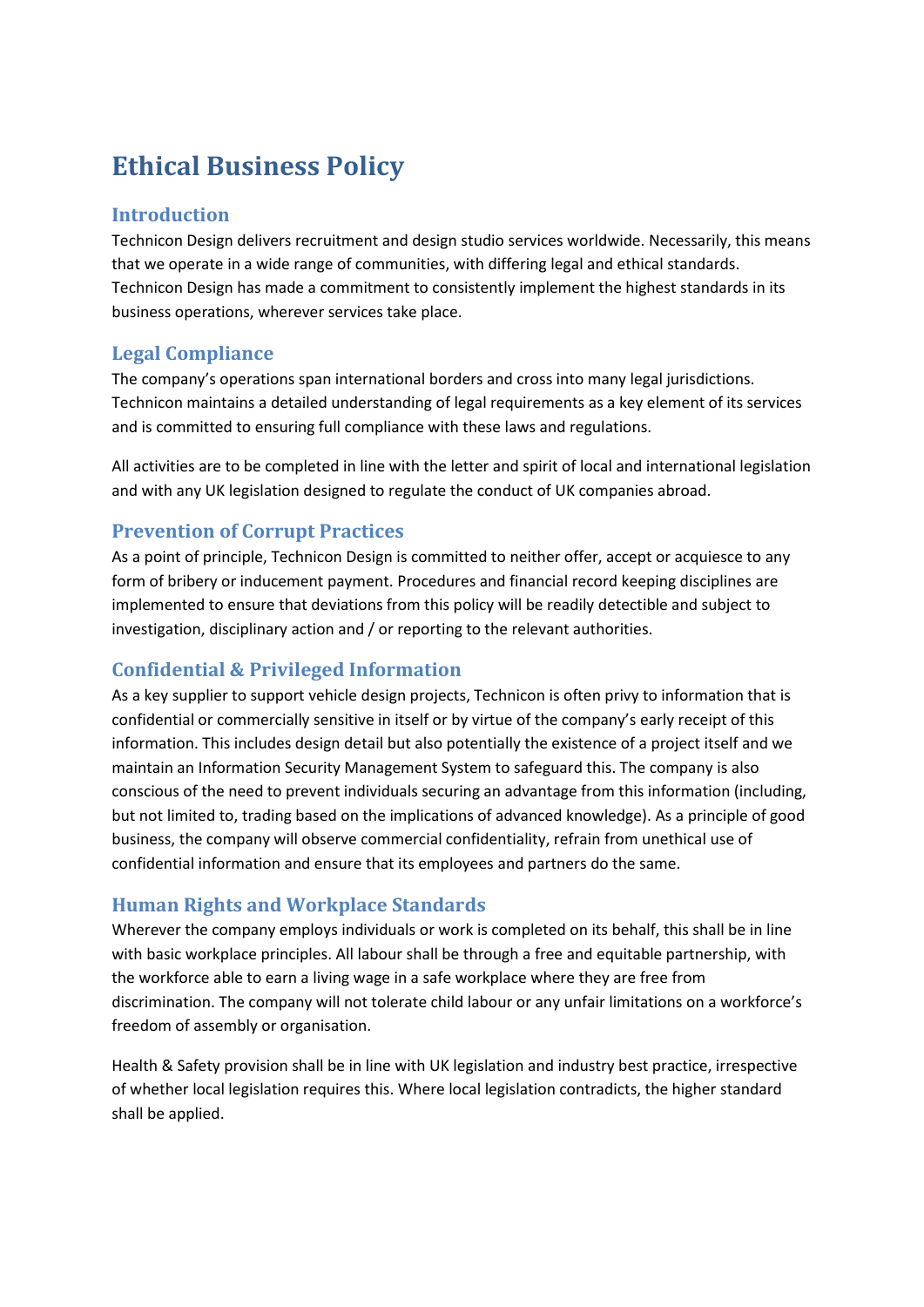# Ethical Business Policy

## Introduction

Technicon Design delivers recruitment and design studio services worldwide. Necessarily, this means that we operate in a wide range of communities, with differing legal and ethical standards. Technicon Design has made a commitment to consistently implement the highest standards in its business operations, wherever services take place.

## Legal Compliance

The company's operations span international borders and cross into many legal jurisdictions. Technicon maintains a detailed understanding of legal requirements as a key element of its services and is committed to ensuring full compliance with these laws and regulations.

All activities are to be completed in line with the letter and spirit of local and international legislation and with any UK legislation designed to regulate the conduct of UK companies abroad.

## Prevention of Corrupt Practices

As a point of principle, Technicon Design is committed to neither offer, accept or acquiesce to any form of bribery or inducement payment. Procedures and financial record keeping disciplines are implemented to ensure that deviations from this policy will be readily detectible and subject to investigation, disciplinary action and / or reporting to the relevant authorities.

## Confidential & Privileged Information

As a key supplier to support vehicle design projects, Technicon is often privy to information that is confidential or commercially sensitive in itself or by virtue of the company's early receipt of this information. This includes design detail but also potentially the existence of a project itself and we maintain an Information Security Management System to safeguard this. The company is also conscious of the need to prevent individuals securing an advantage from this information (including, but not limited to, trading based on the implications of advanced knowledge). As a principle of good business, the company will observe commercial confidentiality, refrain from unethical use of confidential information and ensure that its employees and partners do the same.

## Human Rights and Workplace Standards

Wherever the company employs individuals or work is completed on its behalf, this shall be in line with basic workplace principles. All labour shall be through a free and equitable partnership, with the workforce able to earn a living wage in a safe workplace where they are free from discrimination. The company will not tolerate child labour or any unfair limitations on a workforce's freedom of assembly or organisation.

Health & Safety provision shall be in line with UK legislation and industry best practice, irrespective of whether local legislation requires this. Where local legislation contradicts, the higher standard shall be applied.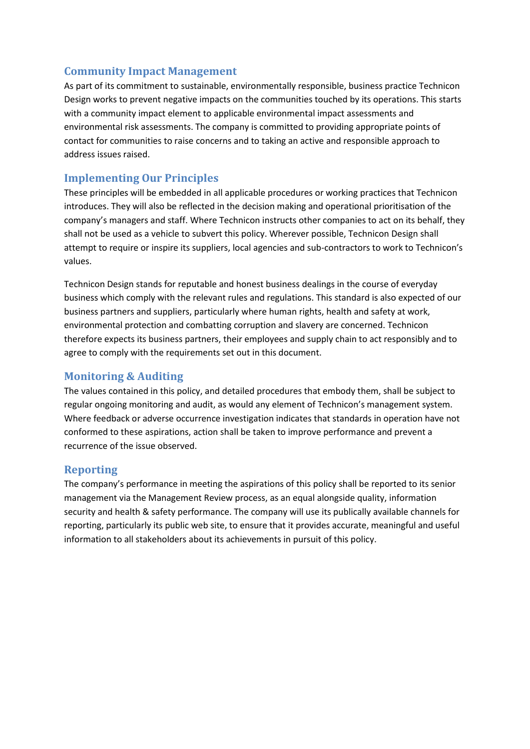## Community Impact Management

As part of its commitment to sustainable, environmentally responsible, business practice Technicon Design works to prevent negative impacts on the communities touched by its operations. This starts with a community impact element to applicable environmental impact assessments and environmental risk assessments. The company is committed to providing appropriate points of contact for communities to raise concerns and to taking an active and responsible approach to address issues raised.

## Implementing Our Principles

These principles will be embedded in all applicable procedures or working practices that Technicon introduces. They will also be reflected in the decision making and operational prioritisation of the company's managers and staff. Where Technicon instructs other companies to act on its behalf, they shall not be used as a vehicle to subvert this policy. Wherever possible, Technicon Design shall attempt to require or inspire its suppliers, local agencies and sub-contractors to work to Technicon's values.

Technicon Design stands for reputable and honest business dealings in the course of everyday business which comply with the relevant rules and regulations. This standard is also expected of our business partners and suppliers, particularly where human rights, health and safety at work, environmental protection and combatting corruption and slavery are concerned. Technicon therefore expects its business partners, their employees and supply chain to act responsibly and to agree to comply with the requirements set out in this document.

## Monitoring & Auditing

The values contained in this policy, and detailed procedures that embody them, shall be subject to regular ongoing monitoring and audit, as would any element of Technicon's management system. Where feedback or adverse occurrence investigation indicates that standards in operation have not conformed to these aspirations, action shall be taken to improve performance and prevent a recurrence of the issue observed.

## Reporting

The company's performance in meeting the aspirations of this policy shall be reported to its senior management via the Management Review process, as an equal alongside quality, information security and health & safety performance. The company will use its publically available channels for reporting, particularly its public web site, to ensure that it provides accurate, meaningful and useful information to all stakeholders about its achievements in pursuit of this policy.